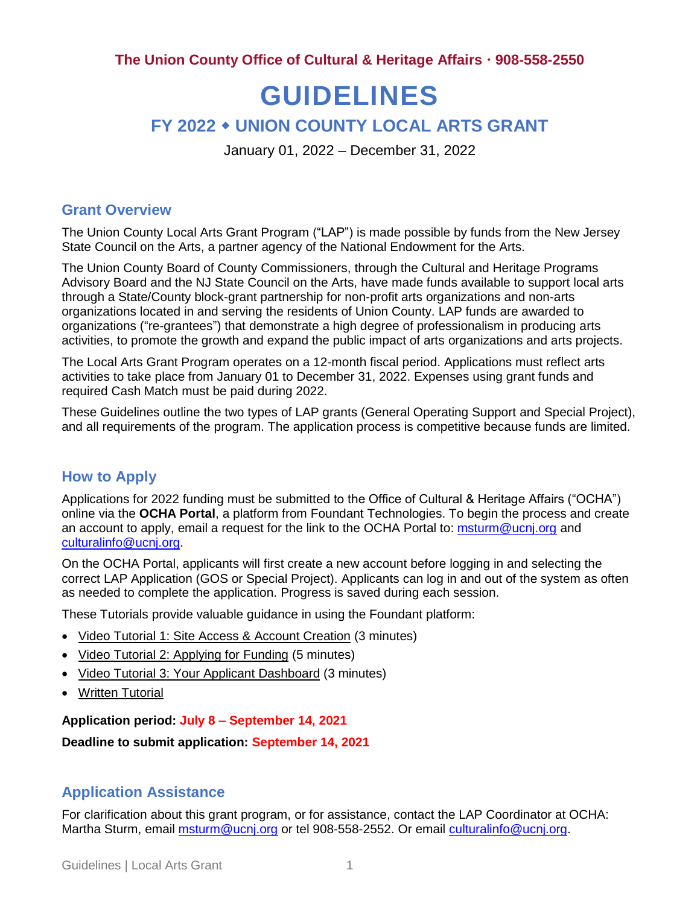**The Union County Office of Cultural & Heritage Affairs · 908-558-2550**

# GUIDELINES

## FY 2022 ⬩ UNION COUNTY LOCAL ARTS GRANT

January 01, 2022 – December 31, 2022

### Grant Overview

The Union County Local Arts Grant Program ("LAP") is made possible by funds from the New Jersey State Council on the Arts, a partner agency of the National Endowment for the Arts.

The Union County Board of County Commissioners, through the Cultural and Heritage Programs Advisory Board and the NJ State Council on the Arts, have made funds available to support local arts through a State/County block-grant partnership for non-profit arts organizations and non-arts organizations located in and serving the residents of Union County. LAP funds are awarded to organizations ("re-grantees") that demonstrate a high degree of professionalism in producing arts activities, to promote the growth and expand the public impact of arts organizations and arts projects.

The Local Arts Grant Program operates on a 12-month fiscal period. Applications must reflect arts activities to take place from January 01 to December 31, 2022. Expenses using grant funds and required Cash Match must be paid during 2022.

These Guidelines outline the two types of LAP grants (General Operating Support and Special Project), and all requirements of the program. The application process is competitive because funds are limited.

### How to Apply

Applications for 2022 funding must be submitted to the Office of Cultural & Heritage Affairs ("OCHA") online via the **OCHA Portal**, a platform from Foundant Technologies. To begin the process and create an account to apply, email a request for the link to the OCHA Portal to: msturm@ucnj.org and culturalinfo@ucnj.org.

On the OCHA Portal, applicants will first create a new account before logging in and selecting the correct LAP Application (GOS or Special Project). Applicants can log in and out of the system as often as needed to complete the application. Progress is saved during each session.

These Tutorials provide valuable guidance in using the Foundant platform:

- Video Tutorial 1: Site Access & Account Creation (3 minutes)
- Video Tutorial 2: Applying for Funding (5 minutes)
- Video Tutorial 3: Your Applicant Dashboard (3 minutes)
- Written Tutorial

**Application period: July 8 – September 14, 2021**

**Deadline to submit application: September 14, 2021**

### Application Assistance

For clarification about this grant program, or for assistance, contact the LAP Coordinator at OCHA: Martha Sturm, email msturm@ucnj.org or tel 908-558-2552. Or email culturalinfo@ucnj.org.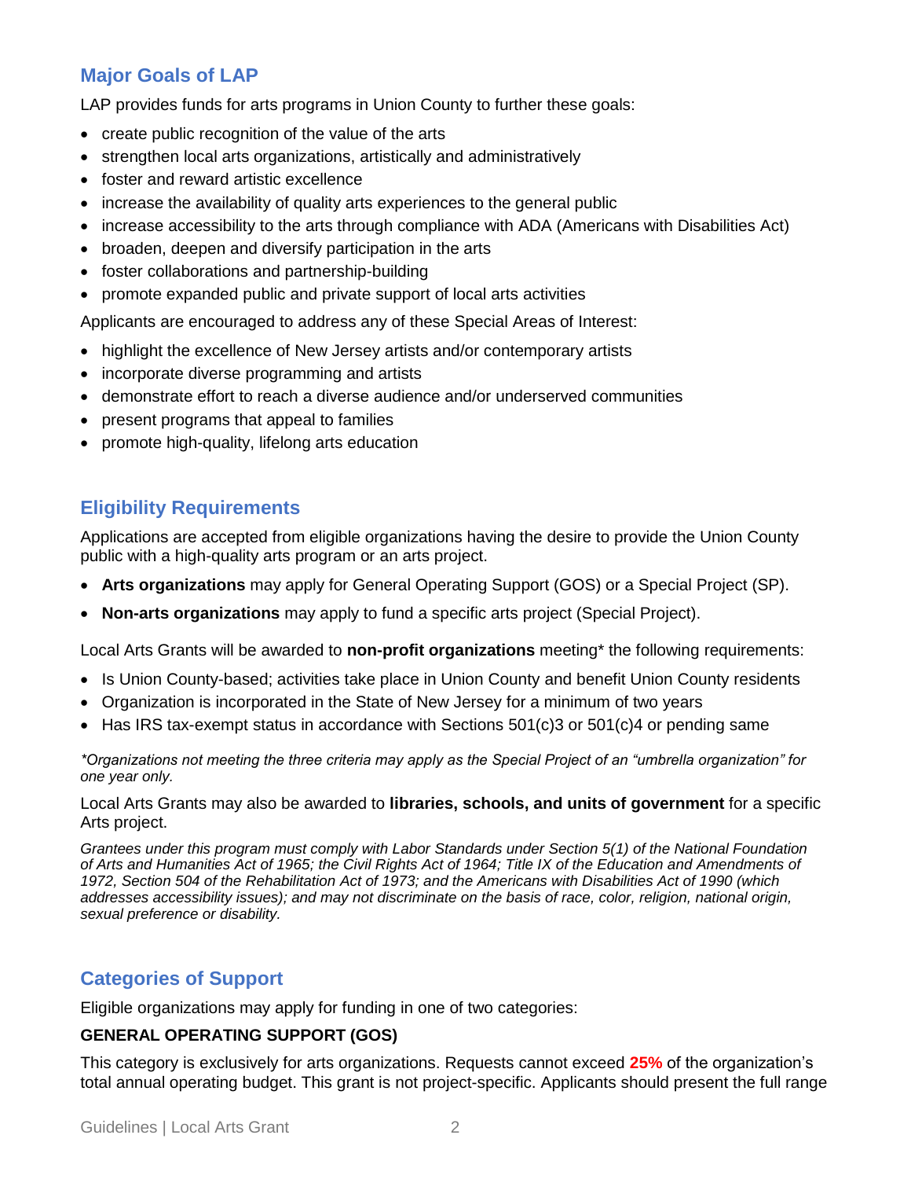## Major Goals of LAP

LAP provides funds for arts programs in Union County to further these goals:

- create public recognition of the value of the arts
- strengthen local arts organizations, artistically and administratively
- foster and reward artistic excellence
- increase the availability of quality arts experiences to the general public
- increase accessibility to the arts through compliance with ADA (Americans with Disabilities Act)
- broaden, deepen and diversify participation in the arts
- foster collaborations and partnership-building
- promote expanded public and private support of local arts activities

Applicants are encouraged to address any of these Special Areas of Interest:

- highlight the excellence of New Jersey artists and/or contemporary artists
- incorporate diverse programming and artists
- demonstrate effort to reach a diverse audience and/or underserved communities
- present programs that appeal to families
- promote high-quality, lifelong arts education

## Eligibility Requirements

Applications are accepted from eligible organizations having the desire to provide the Union County public with a high-quality arts program or an arts project.

- **Arts organizations** may apply for General Operating Support (GOS) or a Special Project (SP).
- **Non-arts organizations** may apply to fund a specific arts project (Special Project).

Local Arts Grants will be awarded to **non-profit organizations** meeting* the following requirements:

- Is Union County-based; activities take place in Union County and benefit Union County residents
- Organization is incorporated in the State of New Jersey for a minimum of two years
- Has IRS tax-exempt status in accordance with Sections 501(c)3 or 501(c)4 or pending same

*\*Organizations not meeting the three criteria may apply as the Special Project of an "umbrella organization" for one year only.*

Local Arts Grants may also be awarded to **libraries, schools, and units of government** for a specific Arts project.

*Grantees under this program must comply with Labor Standards under Section 5(1) of the National Foundation of Arts and Humanities Act of 1965; the Civil Rights Act of 1964; Title IX of the Education and Amendments of 1972, Section 504 of the Rehabilitation Act of 1973; and the Americans with Disabilities Act of 1990 (which addresses accessibility issues); and may not discriminate on the basis of race, color, religion, national origin, sexual preference or disability.*

## Categories of Support

Eligible organizations may apply for funding in one of two categories:

### GENERAL OPERATING SUPPORT (GOS)

This category is exclusively for arts organizations. Requests cannot exceed **25%** of the organization's total annual operating budget. This grant is not project-specific. Applicants should present the full range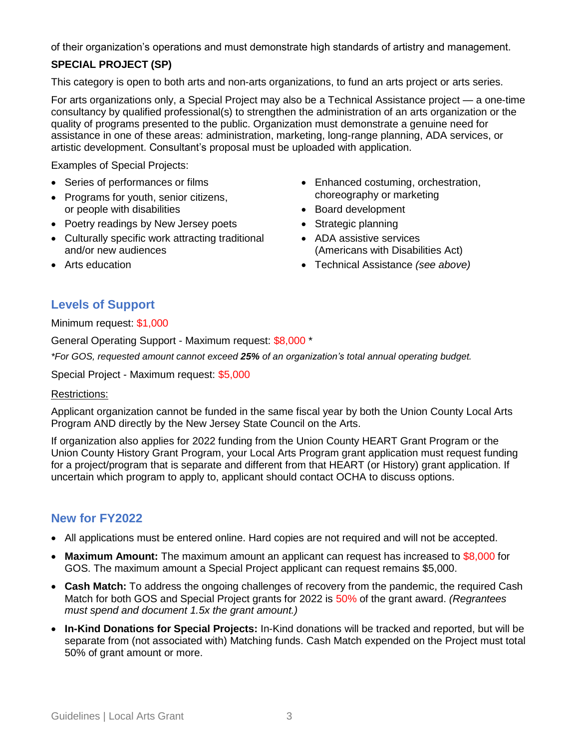of their organization's operations and must demonstrate high standards of artistry and management.

**SPECIAL PROJECT (SP)**

This category is open to both arts and non-arts organizations, to fund an arts project or arts series.

For arts organizations only, a Special Project may also be a Technical Assistance project — a one-time consultancy by qualified professional(s) to strengthen the administration of an arts organization or the quality of programs presented to the public. Organization must demonstrate a genuine need for assistance in one of these areas: administration, marketing, long-range planning, ADA services, or artistic development. Consultant's proposal must be uploaded with application.

Examples of Special Projects:

- Series of performances or films
- Programs for youth, senior citizens, or people with disabilities
- Poetry readings by New Jersey poets
- Culturally specific work attracting traditional and/or new audiences
- Arts education
- Enhanced costuming, orchestration, choreography or marketing
- Board development
- Strategic planning
- ADA assistive services (Americans with Disabilities Act)
- Technical Assistance *(see above)*

## Levels of Support

Minimum request: $1,000

General Operating Support - Maximum request: $8,000 *

*\*For GOS, requested amount cannot exceed **25%** of an organization's total annual operating budget.*

Special Project - Maximum request: $5,000

Restrictions:

Applicant organization cannot be funded in the same fiscal year by both the Union County Local Arts Program AND directly by the New Jersey State Council on the Arts.

If organization also applies for 2022 funding from the Union County HEART Grant Program or the Union County History Grant Program, your Local Arts Program grant application must request funding for a project/program that is separate and different from that HEART (or History) grant application. If uncertain which program to apply to, applicant should contact OCHA to discuss options.

## New for FY2022

- All applications must be entered online. Hard copies are not required and will not be accepted.
- **Maximum Amount:** The maximum amount an applicant can request has increased to $8,000 for GOS. The maximum amount a Special Project applicant can request remains $5,000.
- **Cash Match:** To address the ongoing challenges of recovery from the pandemic, the required Cash Match for both GOS and Special Project grants for 2022 is 50% of the grant award. *(Regrantees must spend and document 1.5x the grant amount.)*
- **In-Kind Donations for Special Projects:** In-Kind donations will be tracked and reported, but will be separate from (not associated with) Matching funds. Cash Match expended on the Project must total 50% of grant amount or more.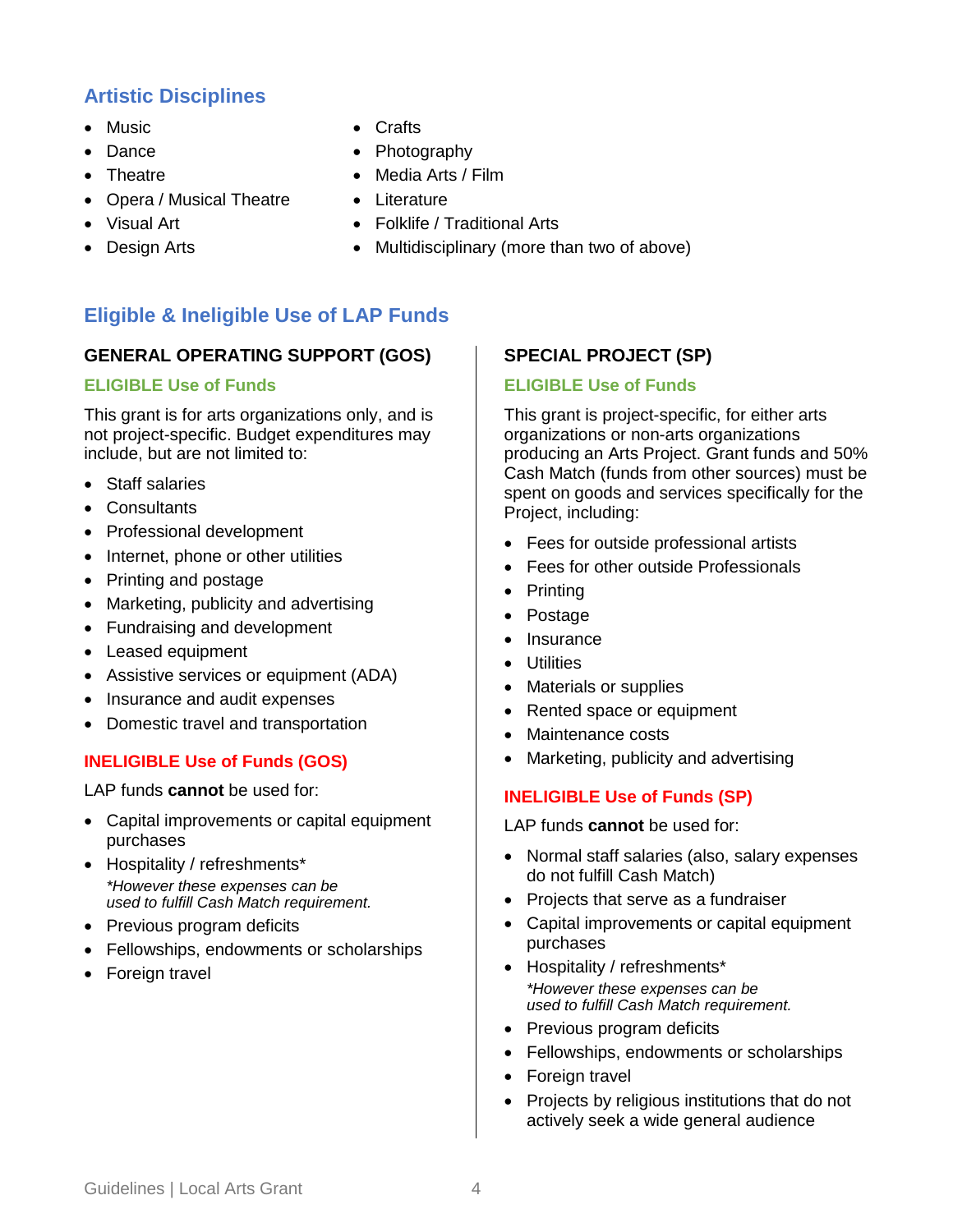## Artistic Disciplines

- Music
- Dance
- Theatre
- Opera / Musical Theatre
- Visual Art
- Design Arts
- Crafts
- Photography
- Media Arts / Film
- Literature
- Folklife / Traditional Arts
- Multidisciplinary (more than two of above)

## Eligible & Ineligible Use of LAP Funds

### GENERAL OPERATING SUPPORT (GOS)

#### ELIGIBLE Use of Funds

This grant is for arts organizations only, and is not project-specific. Budget expenditures may include, but are not limited to:

- Staff salaries
- Consultants
- Professional development
- Internet, phone or other utilities
- Printing and postage
- Marketing, publicity and advertising
- Fundraising and development
- Leased equipment
- Assistive services or equipment (ADA)
- Insurance and audit expenses
- Domestic travel and transportation

#### INELIGIBLE Use of Funds (GOS)

LAP funds **cannot** be used for:

- Capital improvements or capital equipment purchases
- Hospitality / refreshments*
  *\*However these expenses can be used to fulfill Cash Match requirement.*
- Previous program deficits
- Fellowships, endowments or scholarships
- Foreign travel

### SPECIAL PROJECT (SP)

#### ELIGIBLE Use of Funds

This grant is project-specific, for either arts organizations or non-arts organizations producing an Arts Project. Grant funds and 50% Cash Match (funds from other sources) must be spent on goods and services specifically for the Project, including:

- Fees for outside professional artists
- Fees for other outside Professionals
- Printing
- Postage
- Insurance
- Utilities
- Materials or supplies
- Rented space or equipment
- Maintenance costs
- Marketing, publicity and advertising

#### INELIGIBLE Use of Funds (SP)

LAP funds **cannot** be used for:

- Normal staff salaries (also, salary expenses do not fulfill Cash Match)
- Projects that serve as a fundraiser
- Capital improvements or capital equipment purchases
- Hospitality / refreshments*
  *\*However these expenses can be used to fulfill Cash Match requirement.*
- Previous program deficits
- Fellowships, endowments or scholarships
- Foreign travel
- Projects by religious institutions that do not actively seek a wide general audience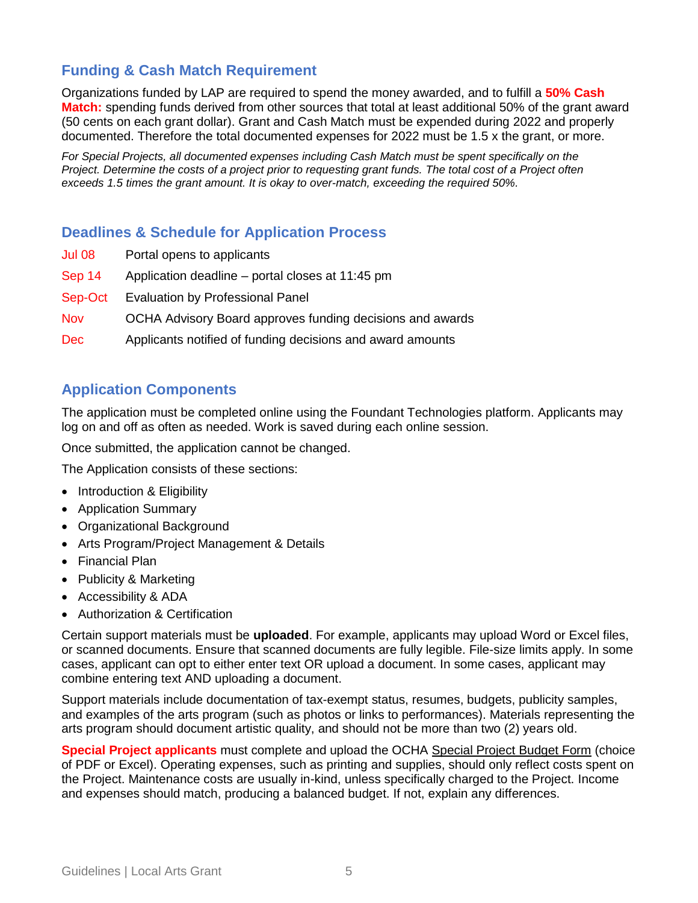## Funding & Cash Match Requirement

Organizations funded by LAP are required to spend the money awarded, and to fulfill a **50% Cash Match:** spending funds derived from other sources that total at least additional 50% of the grant award (50 cents on each grant dollar). Grant and Cash Match must be expended during 2022 and properly documented. Therefore the total documented expenses for 2022 must be 1.5 x the grant, or more.

*For Special Projects, all documented expenses including Cash Match must be spent specifically on the Project. Determine the costs of a project prior to requesting grant funds. The total cost of a Project often exceeds 1.5 times the grant amount. It is okay to over-match, exceeding the required 50%.*

## Deadlines & Schedule for Application Process

| | |
|---|---|
| Jul 08 | Portal opens to applicants |
| Sep 14 | Application deadline – portal closes at 11:45 pm |
| Sep-Oct | Evaluation by Professional Panel |
| Nov | OCHA Advisory Board approves funding decisions and awards |
| Dec | Applicants notified of funding decisions and award amounts |

## Application Components

The application must be completed online using the Foundant Technologies platform. Applicants may log on and off as often as needed. Work is saved during each online session.

Once submitted, the application cannot be changed.

The Application consists of these sections:

- Introduction & Eligibility
- Application Summary
- Organizational Background
- Arts Program/Project Management & Details
- Financial Plan
- Publicity & Marketing
- Accessibility & ADA
- Authorization & Certification

Certain support materials must be **uploaded**. For example, applicants may upload Word or Excel files, or scanned documents. Ensure that scanned documents are fully legible. File-size limits apply. In some cases, applicant can opt to either enter text OR upload a document. In some cases, applicant may combine entering text AND uploading a document.

Support materials include documentation of tax-exempt status, resumes, budgets, publicity samples, and examples of the arts program (such as photos or links to performances). Materials representing the arts program should document artistic quality, and should not be more than two (2) years old.

**Special Project applicants** must complete and upload the OCHA Special Project Budget Form (choice of PDF or Excel). Operating expenses, such as printing and supplies, should only reflect costs spent on the Project. Maintenance costs are usually in-kind, unless specifically charged to the Project. Income and expenses should match, producing a balanced budget. If not, explain any differences.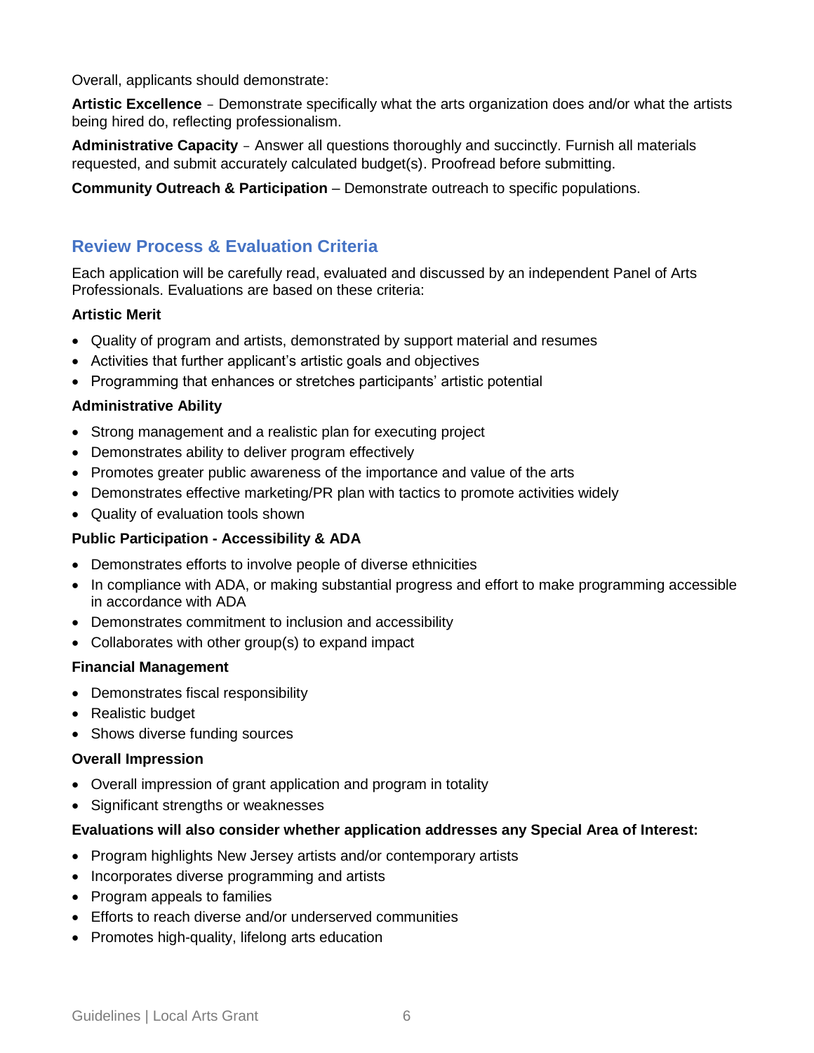Overall, applicants should demonstrate:

**Artistic Excellence** – Demonstrate specifically what the arts organization does and/or what the artists being hired do, reflecting professionalism.

**Administrative Capacity** – Answer all questions thoroughly and succinctly. Furnish all materials requested, and submit accurately calculated budget(s). Proofread before submitting.

**Community Outreach & Participation** – Demonstrate outreach to specific populations.

## Review Process & Evaluation Criteria

Each application will be carefully read, evaluated and discussed by an independent Panel of Arts Professionals. Evaluations are based on these criteria:

**Artistic Merit**

- Quality of program and artists, demonstrated by support material and resumes
- Activities that further applicant's artistic goals and objectives
- Programming that enhances or stretches participants' artistic potential

**Administrative Ability**

- Strong management and a realistic plan for executing project
- Demonstrates ability to deliver program effectively
- Promotes greater public awareness of the importance and value of the arts
- Demonstrates effective marketing/PR plan with tactics to promote activities widely
- Quality of evaluation tools shown

**Public Participation - Accessibility & ADA**

- Demonstrates efforts to involve people of diverse ethnicities
- In compliance with ADA, or making substantial progress and effort to make programming accessible in accordance with ADA
- Demonstrates commitment to inclusion and accessibility
- Collaborates with other group(s) to expand impact

**Financial Management**

- Demonstrates fiscal responsibility
- Realistic budget
- Shows diverse funding sources

**Overall Impression**

- Overall impression of grant application and program in totality
- Significant strengths or weaknesses

**Evaluations will also consider whether application addresses any Special Area of Interest:**

- Program highlights New Jersey artists and/or contemporary artists
- Incorporates diverse programming and artists
- Program appeals to families
- Efforts to reach diverse and/or underserved communities
- Promotes high-quality, lifelong arts education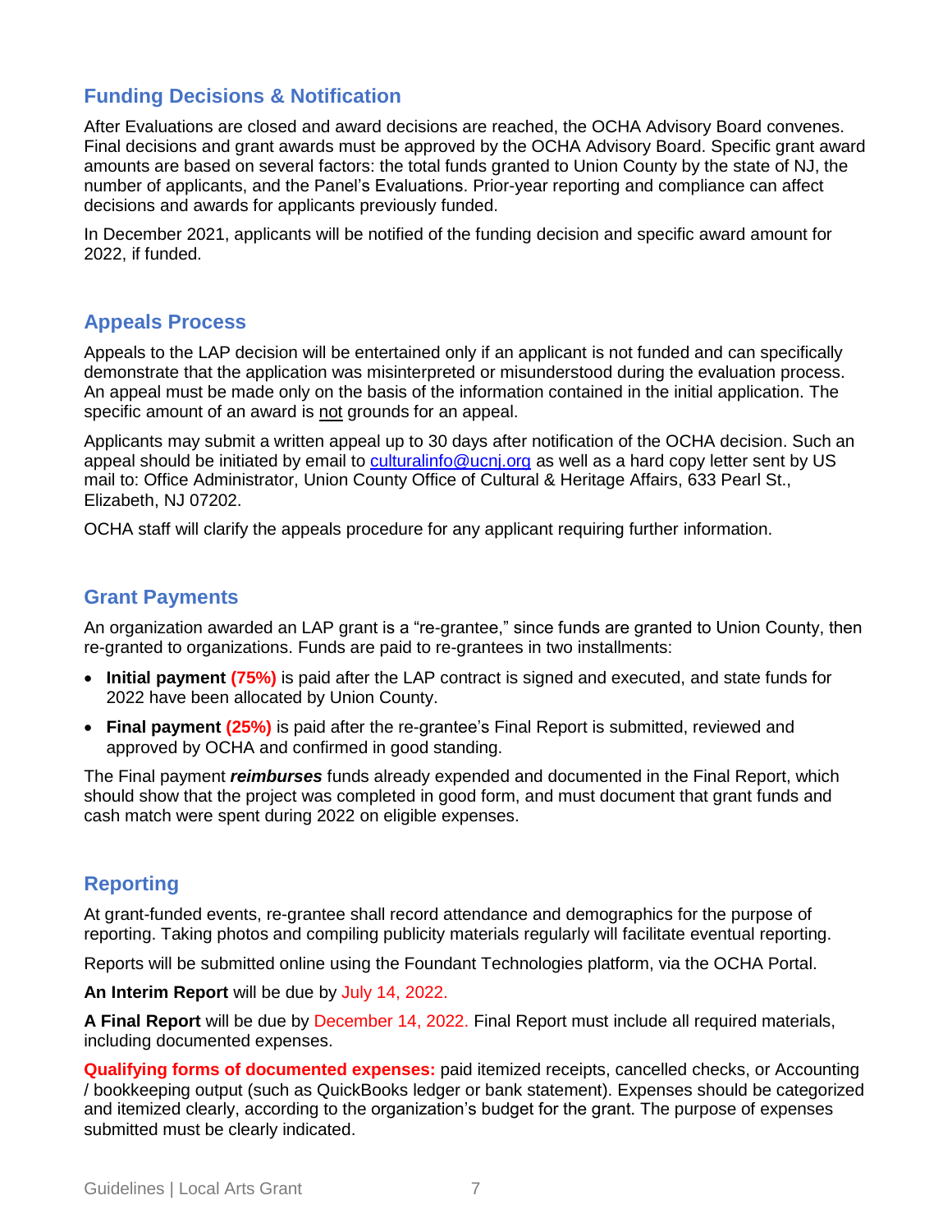## Funding Decisions & Notification

After Evaluations are closed and award decisions are reached, the OCHA Advisory Board convenes. Final decisions and grant awards must be approved by the OCHA Advisory Board. Specific grant award amounts are based on several factors: the total funds granted to Union County by the state of NJ, the number of applicants, and the Panel's Evaluations. Prior-year reporting and compliance can affect decisions and awards for applicants previously funded.

In December 2021, applicants will be notified of the funding decision and specific award amount for 2022, if funded.

## Appeals Process

Appeals to the LAP decision will be entertained only if an applicant is not funded and can specifically demonstrate that the application was misinterpreted or misunderstood during the evaluation process. An appeal must be made only on the basis of the information contained in the initial application. The specific amount of an award is not grounds for an appeal.

Applicants may submit a written appeal up to 30 days after notification of the OCHA decision. Such an appeal should be initiated by email to culturalinfo@ucnj.org as well as a hard copy letter sent by US mail to: Office Administrator, Union County Office of Cultural & Heritage Affairs, 633 Pearl St., Elizabeth, NJ 07202.

OCHA staff will clarify the appeals procedure for any applicant requiring further information.

## Grant Payments

An organization awarded an LAP grant is a "re-grantee," since funds are granted to Union County, then re-granted to organizations. Funds are paid to re-grantees in two installments:

- **Initial payment (75%)** is paid after the LAP contract is signed and executed, and state funds for 2022 have been allocated by Union County.
- **Final payment (25%)** is paid after the re-grantee's Final Report is submitted, reviewed and approved by OCHA and confirmed in good standing.

The Final payment ***reimburses*** funds already expended and documented in the Final Report, which should show that the project was completed in good form, and must document that grant funds and cash match were spent during 2022 on eligible expenses.

## Reporting

At grant-funded events, re-grantee shall record attendance and demographics for the purpose of reporting. Taking photos and compiling publicity materials regularly will facilitate eventual reporting.

Reports will be submitted online using the Foundant Technologies platform, via the OCHA Portal.

**An Interim Report** will be due by July 14, 2022.

**A Final Report** will be due by December 14, 2022. Final Report must include all required materials, including documented expenses.

**Qualifying forms of documented expenses:** paid itemized receipts, cancelled checks, or Accounting / bookkeeping output (such as QuickBooks ledger or bank statement). Expenses should be categorized and itemized clearly, according to the organization's budget for the grant. The purpose of expenses submitted must be clearly indicated.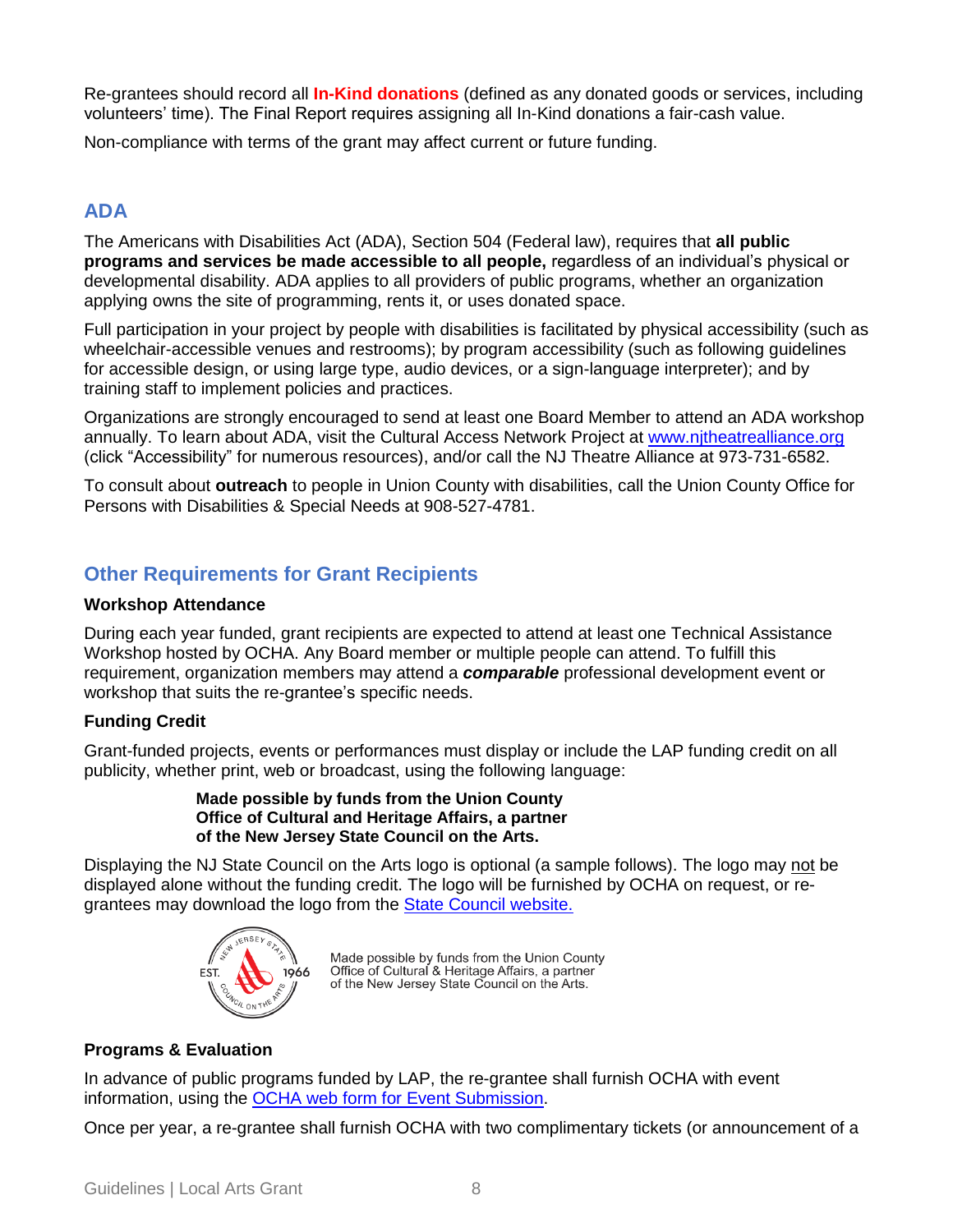Re-grantees should record all **In-Kind donations** (defined as any donated goods or services, including volunteers' time). The Final Report requires assigning all In-Kind donations a fair-cash value.

Non-compliance with terms of the grant may affect current or future funding.

## ADA

The Americans with Disabilities Act (ADA), Section 504 (Federal law), requires that **all public programs and services be made accessible to all people,** regardless of an individual's physical or developmental disability. ADA applies to all providers of public programs, whether an organization applying owns the site of programming, rents it, or uses donated space.

Full participation in your project by people with disabilities is facilitated by physical accessibility (such as wheelchair-accessible venues and restrooms); by program accessibility (such as following guidelines for accessible design, or using large type, audio devices, or a sign-language interpreter); and by training staff to implement policies and practices.

Organizations are strongly encouraged to send at least one Board Member to attend an ADA workshop annually. To learn about ADA, visit the Cultural Access Network Project at www.njtheatrealliance.org (click "Accessibility" for numerous resources), and/or call the NJ Theatre Alliance at 973-731-6582.

To consult about **outreach** to people in Union County with disabilities, call the Union County Office for Persons with Disabilities & Special Needs at 908-527-4781.

## Other Requirements for Grant Recipients

### Workshop Attendance

During each year funded, grant recipients are expected to attend at least one Technical Assistance Workshop hosted by OCHA. Any Board member or multiple people can attend. To fulfill this requirement, organization members may attend a ***comparable*** professional development event or workshop that suits the re-grantee's specific needs.

### Funding Credit

Grant-funded projects, events or performances must display or include the LAP funding credit on all publicity, whether print, web or broadcast, using the following language:

> **Made possible by funds from the Union County Office of Cultural and Heritage Affairs, a partner of the New Jersey State Council on the Arts.**

Displaying the NJ State Council on the Arts logo is optional (a sample follows). The logo may not be displayed alone without the funding credit. The logo will be furnished by OCHA on request, or re-grantees may download the logo from the State Council website.

NEW JERSEY STATE COUNCIL ON THE ARTS EST. 1966 — Made possible by funds from the Union County Office of Cultural & Heritage Affairs, a partner of the New Jersey State Council on the Arts.

### Programs & Evaluation

In advance of public programs funded by LAP, the re-grantee shall furnish OCHA with event information, using the OCHA web form for Event Submission.

Once per year, a re-grantee shall furnish OCHA with two complimentary tickets (or announcement of a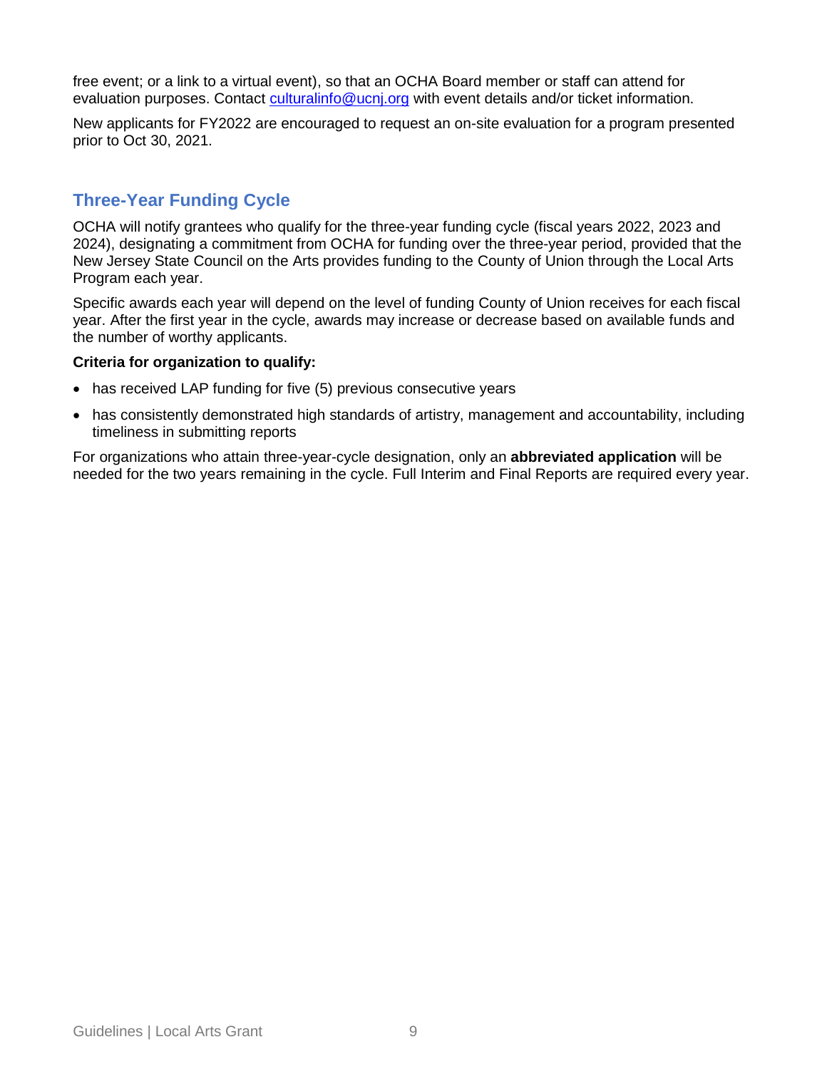free event; or a link to a virtual event), so that an OCHA Board member or staff can attend for evaluation purposes. Contact [culturalinfo@ucnj.org](mailto:culturalinfo@ucnj.org) with event details and/or ticket information.

New applicants for FY2022 are encouraged to request an on-site evaluation for a program presented prior to Oct 30, 2021.

## Three-Year Funding Cycle

OCHA will notify grantees who qualify for the three-year funding cycle (fiscal years 2022, 2023 and 2024), designating a commitment from OCHA for funding over the three-year period, provided that the New Jersey State Council on the Arts provides funding to the County of Union through the Local Arts Program each year.

Specific awards each year will depend on the level of funding County of Union receives for each fiscal year. After the first year in the cycle, awards may increase or decrease based on available funds and the number of worthy applicants.

**Criteria for organization to qualify:**

- has received LAP funding for five (5) previous consecutive years
- has consistently demonstrated high standards of artistry, management and accountability, including timeliness in submitting reports

For organizations who attain three-year-cycle designation, only an **abbreviated application** will be needed for the two years remaining in the cycle. Full Interim and Final Reports are required every year.